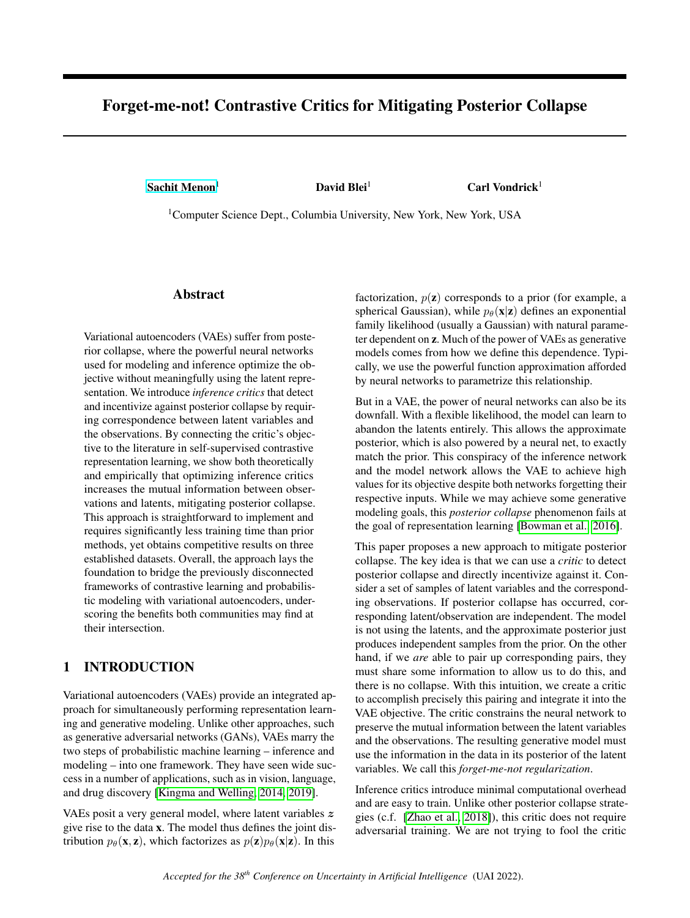# Forget-me-not! Contrastive Critics for Mitigating Posterior Collapse

**Sachit Menon**[1] **David Blei**[1] **Carl Vondrick**[1]

[1]Computer Science Dept., Columbia University, New York, New York, USA

## Abstract

Variational autoencoders (VAEs) suffer from posterior collapse, where the powerful neural networks used for modeling and inference optimize the objective without meaningfully using the latent representation. We introduce *inference critics* that detect and incentivize against posterior collapse by requiring correspondence between latent variables and the observations. By connecting the critic's objective to the literature in self-supervised contrastive representation learning, we show both theoretically and empirically that optimizing inference critics increases the mutual information between observations and latents, mitigating posterior collapse. This approach is straightforward to implement and requires significantly less training time than prior methods, yet obtains competitive results on three established datasets. Overall, the approach lays the foundation to bridge the previously disconnected frameworks of contrastive learning and probabilistic modeling with variational autoencoders, underscoring the benefits both communities may find at their intersection.

## 1 INTRODUCTION

Variational autoencoders (VAEs) provide an integrated approach for simultaneously performing representation learning and generative modeling. Unlike other approaches, such as generative adversarial networks (GANs), VAEs marry the two steps of probabilistic machine learning – inference and modeling – into one framework. They have seen wide success in a number of applications, such as in vision, language, and drug discovery [Kingma and Welling, 2014, 2019].

VAEs posit a very general model, where latent variables $z$ give rise to the data $\mathbf{x}$. The model thus defines the joint distribution $p_\theta(\mathbf{x}, \mathbf{z})$, which factorizes as $p(\mathbf{z})p_\theta(\mathbf{x}|\mathbf{z})$. In this factorization, $p(\mathbf{z})$ corresponds to a prior (for example, a spherical Gaussian), while $p_\theta(\mathbf{x}|\mathbf{z})$ defines an exponential family likelihood (usually a Gaussian) with natural parameter dependent on $\mathbf{z}$. Much of the power of VAEs as generative models comes from how we define this dependence. Typically, we use the powerful function approximation afforded by neural networks to parametrize this relationship.

But in a VAE, the power of neural networks can also be its downfall. With a flexible likelihood, the model can learn to abandon the latents entirely. This allows the approximate posterior, which is also powered by a neural net, to exactly match the prior. This conspiracy of the inference network and the model network allows the VAE to achieve high values for its objective despite both networks forgetting their respective inputs. While we may achieve some generative modeling goals, this *posterior collapse* phenomenon fails at the goal of representation learning [Bowman et al., 2016].

This paper proposes a new approach to mitigate posterior collapse. The key idea is that we can use a *critic* to detect posterior collapse and directly incentivize against it. Consider a set of samples of latent variables and the corresponding observations. If posterior collapse has occurred, corresponding latent/observation are independent. The model is not using the latents, and the approximate posterior just produces independent samples from the prior. On the other hand, if we *are* able to pair up corresponding pairs, they must share some information to allow us to do this, and there is no collapse. With this intuition, we create a critic to accomplish precisely this pairing and integrate it into the VAE objective. The critic constrains the neural network to preserve the mutual information between the latent variables and the observations. The resulting generative model must use the information in the data in its posterior of the latent variables. We call this *forget-me-not regularization*.

Inference critics introduce minimal computational overhead and are easy to train. Unlike other posterior collapse strategies (c.f. [Zhao et al., 2018]), this critic does not require adversarial training. We are not trying to fool the critic

*Accepted for the 38th Conference on Uncertainty in Artificial Intelligence (UAI 2022).*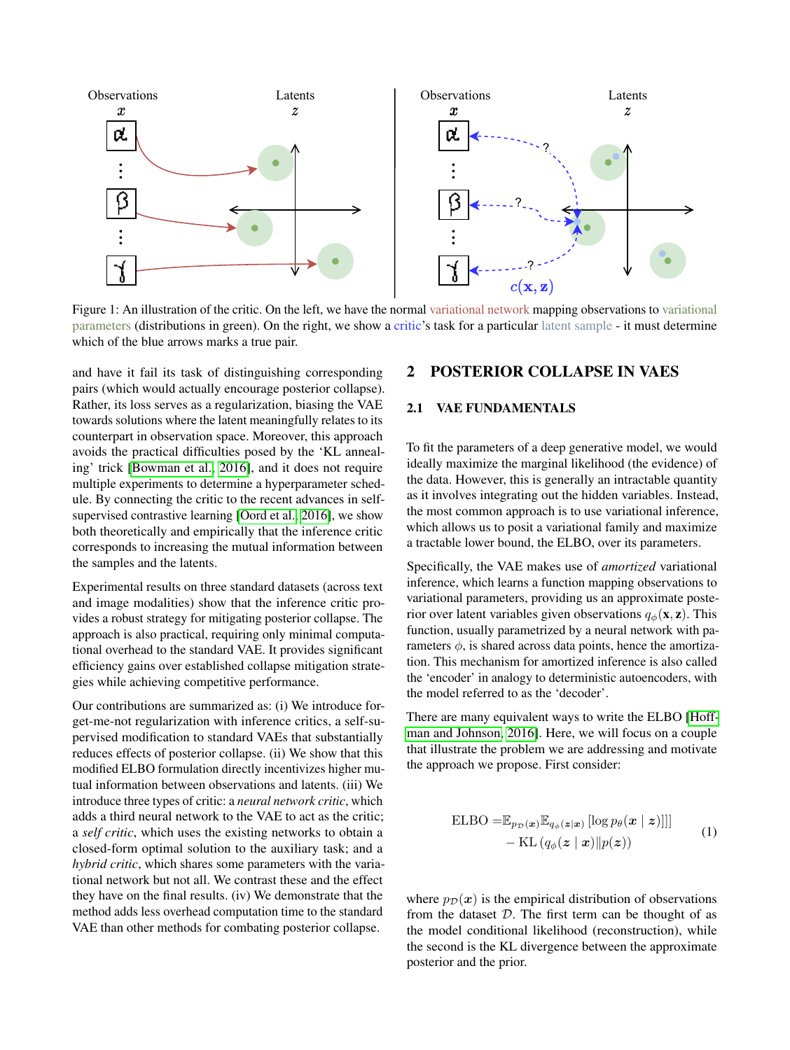Figure 1: An illustration of the critic. On the left, we have the normal variational network mapping observations to variational parameters (distributions in green). On the right, we show a critic's task for a particular latent sample - it must determine which of the blue arrows marks a true pair.

and have it fail its task of distinguishing corresponding pairs (which would actually encourage posterior collapse). Rather, its loss serves as a regularization, biasing the VAE towards solutions where the latent meaningfully relates to its counterpart in observation space. Moreover, this approach avoids the practical difficulties posed by the 'KL annealing' trick [Bowman et al., 2016], and it does not require multiple experiments to determine a hyperparameter schedule. By connecting the critic to the recent advances in self-supervised contrastive learning [Oord et al., 2016], we show both theoretically and empirically that the inference critic corresponds to increasing the mutual information between the samples and the latents.

Experimental results on three standard datasets (across text and image modalities) show that the inference critic provides a robust strategy for mitigating posterior collapse. The approach is also practical, requiring only minimal computational overhead to the standard VAE. It provides significant efficiency gains over established collapse mitigation strategies while achieving competitive performance.

Our contributions are summarized as: (i) We introduce forget-me-not regularization with inference critics, a self-supervised modification to standard VAEs that substantially reduces effects of posterior collapse. (ii) We show that this modified ELBO formulation directly incentivizes higher mutual information between observations and latents. (iii) We introduce three types of critic: a *neural network critic*, which adds a third neural network to the VAE to act as the critic; a *self critic*, which uses the existing networks to obtain a closed-form optimal solution to the auxiliary task; and a *hybrid critic*, which shares some parameters with the variational network but not all. We contrast these and the effect they have on the final results. (iv) We demonstrate that the method adds less overhead computation time to the standard VAE than other methods for combating posterior collapse.

## 2 POSTERIOR COLLAPSE IN VAES

### 2.1 VAE FUNDAMENTALS

To fit the parameters of a deep generative model, we would ideally maximize the marginal likelihood (the evidence) of the data. However, this is generally an intractable quantity as it involves integrating out the hidden variables. Instead, the most common approach is to use variational inference, which allows us to posit a variational family and maximize a tractable lower bound, the ELBO, over its parameters.

Specifically, the VAE makes use of *amortized* variational inference, which learns a function mapping observations to variational parameters, providing us an approximate posterior over latent variables given observations $q_\phi(\mathbf{x}, \mathbf{z})$. This function, usually parametrized by a neural network with parameters $\phi$, is shared across data points, hence the amortization. This mechanism for amortized inference is also called the 'encoder' in analogy to deterministic autoencoders, with the model referred to as the 'decoder'.

There are many equivalent ways to write the ELBO [Hoffman and Johnson, 2016]. Here, we will focus on a couple that illustrate the problem we are addressing and motivate the approach we propose. First consider:

$$\begin{aligned} \text{ELBO} =& \mathbb{E}_{p_{\mathcal{D}}(\boldsymbol{x})} \mathbb{E}_{q_\phi(\boldsymbol{z}|\boldsymbol{x})} \left[ \log p_\theta(\boldsymbol{x} \mid \boldsymbol{z}) \right]] \\ &- \text{KL}\left( q_\phi(\boldsymbol{z} \mid \boldsymbol{x}) \| p(\boldsymbol{z}) \right) \end{aligned} \tag{1}$$

where $p_{\mathcal{D}}(\boldsymbol{x})$ is the empirical distribution of observations from the dataset $\mathcal{D}$. The first term can be thought of as the model conditional likelihood (reconstruction), while the second is the KL divergence between the approximate posterior and the prior.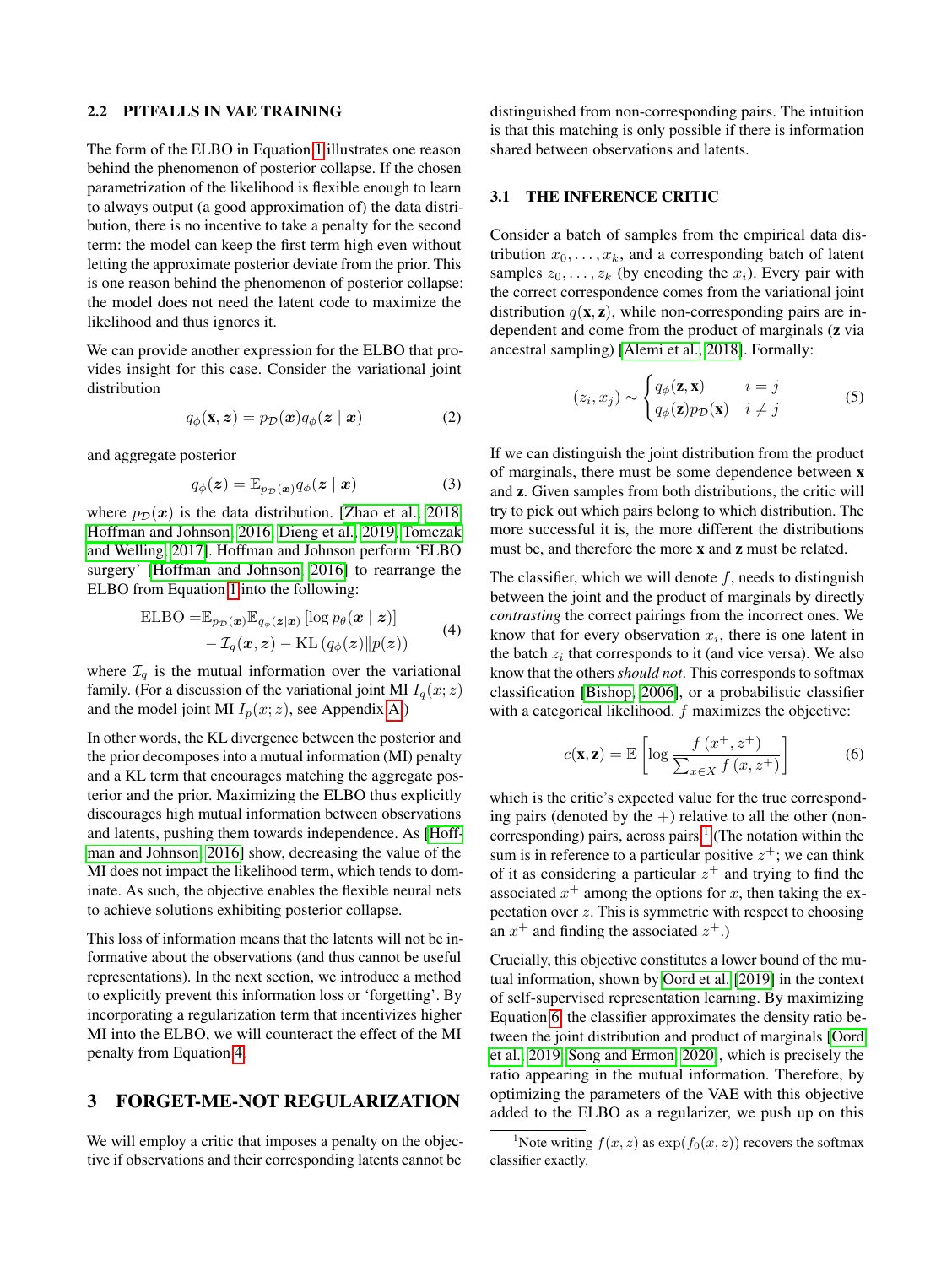### 2.2 PITFALLS IN VAE TRAINING

The form of the ELBO in Equation 1 illustrates one reason behind the phenomenon of posterior collapse. If the chosen parametrization of the likelihood is flexible enough to learn to always output (a good approximation of) the data distribution, there is no incentive to take a penalty for the second term: the model can keep the first term high even without letting the approximate posterior deviate from the prior. This is one reason behind the phenomenon of posterior collapse: the model does not need the latent code to maximize the likelihood and thus ignores it.

We can provide another expression for the ELBO that provides insight for this case. Consider the variational joint distribution

$$q_\phi(\boldsymbol{x}, \boldsymbol{z}) = p_{\mathcal{D}}(\boldsymbol{x}) q_\phi(\boldsymbol{z} \mid \boldsymbol{x}) \tag{2}$$

and aggregate posterior

$$q_\phi(\boldsymbol{z}) = \mathbb{E}_{p_{\mathcal{D}}(\boldsymbol{x})} q_\phi(\boldsymbol{z} \mid \boldsymbol{x}) \tag{3}$$

where $p_{\mathcal{D}}(\boldsymbol{x})$ is the data distribution. [Zhao et al., 2018, Hoffman and Johnson, 2016, Dieng et al., 2019, Tomczak and Welling, 2017]. Hoffman and Johnson perform 'ELBO surgery' [Hoffman and Johnson, 2016] to rearrange the ELBO from Equation 1 into the following:

$$\begin{aligned} \text{ELBO} =& \mathbb{E}_{p_{\mathcal{D}}(\boldsymbol{x})} \mathbb{E}_{q_\phi(\boldsymbol{z} \mid \boldsymbol{x})} \left[\log p_\theta(\boldsymbol{x} \mid \boldsymbol{z})\right] \\ & - \mathcal{I}_q(\boldsymbol{x}, \boldsymbol{z}) - \mathrm{KL}\left(q_\phi(\boldsymbol{z}) \| p(\boldsymbol{z})\right) \end{aligned} \tag{4}$$

where $\mathcal{I}_q$ is the mutual information over the variational family. (For a discussion of the variational joint MI $I_q(x; z)$ and the model joint MI $I_p(x; z)$, see Appendix A.)

In other words, the KL divergence between the posterior and the prior decomposes into a mutual information (MI) penalty and a KL term that encourages matching the aggregate posterior and the prior. Maximizing the ELBO thus explicitly discourages high mutual information between observations and latents, pushing them towards independence. As [Hoffman and Johnson, 2016] show, decreasing the value of the MI does not impact the likelihood term, which tends to dominate. As such, the objective enables the flexible neural nets to achieve solutions exhibiting posterior collapse.

This loss of information means that the latents will not be informative about the observations (and thus cannot be useful representations). In the next section, we introduce a method to explicitly prevent this information loss or 'forgetting'. By incorporating a regularization term that incentivizes higher MI into the ELBO, we will counteract the effect of the MI penalty from Equation 4.

# 3 FORGET-ME-NOT REGULARIZATION

We will employ a critic that imposes a penalty on the objective if observations and their corresponding latents cannot be distinguished from non-corresponding pairs. The intuition is that this matching is only possible if there is information shared between observations and latents.

### 3.1 THE INFERENCE CRITIC

Consider a batch of samples from the empirical data distribution $x_0, \ldots, x_k$, and a corresponding batch of latent samples $z_0, \ldots, z_k$ (by encoding the $x_i$). Every pair with the correct correspondence comes from the variational joint distribution $q(\mathbf{x}, \mathbf{z})$, while non-corresponding pairs are independent and come from the product of marginals ($\mathbf{z}$ via ancestral sampling) [Alemi et al., 2018]. Formally:

$$(z_i, x_j) \sim \begin{cases} q_\phi(\mathbf{z}, \mathbf{x}) & i = j \\ q_\phi(\mathbf{z}) p_{\mathcal{D}}(\mathbf{x}) & i \neq j \end{cases} \tag{5}$$

If we can distinguish the joint distribution from the product of marginals, there must be some dependence between $\mathbf{x}$ and $\mathbf{z}$. Given samples from both distributions, the critic will try to pick out which pairs belong to which distribution. The more successful it is, the more different the distributions must be, and therefore the more $\mathbf{x}$ and $\mathbf{z}$ must be related.

The classifier, which we will denote $f$, needs to distinguish between the joint and the product of marginals by directly *contrasting* the correct pairings from the incorrect ones. We know that for every observation $x_i$, there is one latent in the batch $z_i$ that corresponds to it (and vice versa). We also know that the others *should not*. This corresponds to softmax classification [Bishop, 2006], or a probabilistic classifier with a categorical likelihood. $f$ maximizes the objective:

$$c(\mathbf{x}, \mathbf{z}) = \mathbb{E}\left[\log \frac{f\left(x^{+}, z^{+}\right)}{\sum_{x \in X} f\left(x, z^{+}\right)}\right] \tag{6}$$

which is the critic's expected value for the true corresponding pairs (denoted by the +) relative to all the other (non-corresponding) pairs, across pairs.[1] (The notation within the sum is in reference to a particular positive $z^+$; we can think of it as considering a particular $z^+$ and trying to find the associated $x^+$ among the options for $x$, then taking the expectation over $z$. This is symmetric with respect to choosing an $x^+$ and finding the associated $z^+$.)

Crucially, this objective constitutes a lower bound of the mutual information, shown by Oord et al. [2019] in the context of self-supervised representation learning. By maximizing Equation 6, the classifier approximates the density ratio between the joint distribution and product of marginals [Oord et al., 2019, Song and Ermon, 2020], which is precisely the ratio appearing in the mutual information. Therefore, by optimizing the parameters of the VAE with this objective added to the ELBO as a regularizer, we push up on this

[1] Note writing $f(x, z)$ as $\exp(f_0(x, z))$ recovers the softmax classifier exactly.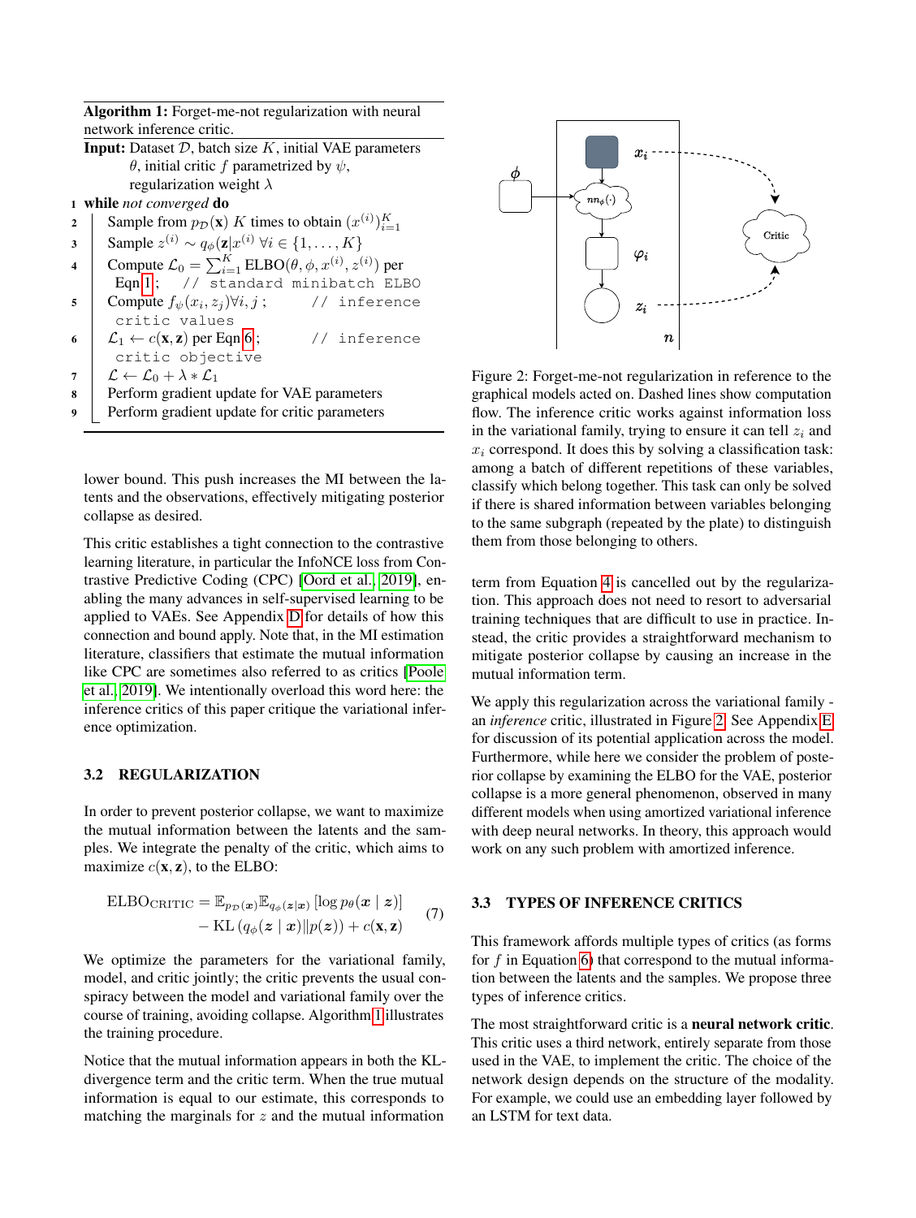**Algorithm 1:** Forget-me-not regularization with neural network inference critic.

**Input:** Dataset $\mathcal{D}$, batch size $K$, initial VAE parameters $\theta$, initial critic $f$ parametrized by $\psi$, regularization weight $\lambda$

```
1 while not converged do
2     Sample from p_D(x) K times to obtain (x^(i))_{i=1}^K
3     Sample z^(i) ~ q_φ(z|x^(i)) ∀i ∈ {1,...,K}
4     Compute L_0 = Σ_{i=1}^K ELBO(θ, φ, x^(i), z^(i)) per Eqn 1;   // standard minibatch ELBO
5     Compute f_ψ(x_i, z_j) ∀i, j ;   // inference critic values
6     L_1 ← c(x, z) per Eqn 6;   // inference critic objective
7     L ← L_0 + λ * L_1
8     Perform gradient update for VAE parameters
9     Perform gradient update for critic parameters
```

Figure 2: Forget-me-not regularization in reference to the graphical models acted on. Dashed lines show computation flow. The inference critic works against information loss in the variational family, trying to ensure it can tell $z_i$ and $x_i$ correspond. It does this by solving a classification task: among a batch of different repetitions of these variables, classify which belong together. This task can only be solved if there is shared information between variables belonging to the same subgraph (repeated by the plate) to distinguish them from those belonging to others.

lower bound. This push increases the MI between the latents and the observations, effectively mitigating posterior collapse as desired.

This critic establishes a tight connection to the contrastive learning literature, in particular the InfoNCE loss from Contrastive Predictive Coding (CPC) [Oord et al., 2019], enabling the many advances in self-supervised learning to be applied to VAEs. See Appendix D for details of how this connection and bound apply. Note that, in the MI estimation literature, classifiers that estimate the mutual information like CPC are sometimes also referred to as critics [Poole et al., 2019]. We intentionally overload this word here: the inference critics of this paper critique the variational inference optimization.

### 3.2 REGULARIZATION

In order to prevent posterior collapse, we want to maximize the mutual information between the latents and the samples. We integrate the penalty of the critic, which aims to maximize $c(\mathbf{x}, \mathbf{z})$, to the ELBO:

$$\begin{aligned}\text{ELBO}_{\text{CRITIC}} = \mathbb{E}_{p_{\mathcal{D}}(\boldsymbol{x})}\mathbb{E}_{q_\phi(\boldsymbol{z}|\boldsymbol{x})}\left[\log p_\theta(\boldsymbol{x} \mid \boldsymbol{z})\right] \\ - \text{KL}\left(q_\phi(\boldsymbol{z} \mid \boldsymbol{x}) \| p(\boldsymbol{z})\right) + c(\mathbf{x}, \mathbf{z})\end{aligned} \tag{7}$$

We optimize the parameters for the variational family, model, and critic jointly; the critic prevents the usual conspiracy between the model and variational family over the course of training, avoiding collapse. Algorithm 1 illustrates the training procedure.

Notice that the mutual information appears in both the KL-divergence term and the critic term. When the true mutual information is equal to our estimate, this corresponds to matching the marginals for $z$ and the mutual information term from Equation 4 is cancelled out by the regularization. This approach does not need to resort to adversarial training techniques that are difficult to use in practice. Instead, the critic provides a straightforward mechanism to mitigate posterior collapse by causing an increase in the mutual information term.

We apply this regularization across the variational family - an *inference* critic, illustrated in Figure 2. See Appendix E for discussion of its potential application across the model. Furthermore, while here we consider the problem of posterior collapse by examining the ELBO for the VAE, posterior collapse is a more general phenomenon, observed in many different models when using amortized variational inference with deep neural networks. In theory, this approach would work on any such problem with amortized inference.

### 3.3 TYPES OF INFERENCE CRITICS

This framework affords multiple types of critics (as forms for $f$ in Equation 6) that correspond to the mutual information between the latents and the samples. We propose three types of inference critics.

The most straightforward critic is a **neural network critic**. This critic uses a third network, entirely separate from those used in the VAE, to implement the critic. The choice of the network design depends on the structure of the modality. For example, we could use an embedding layer followed by an LSTM for text data.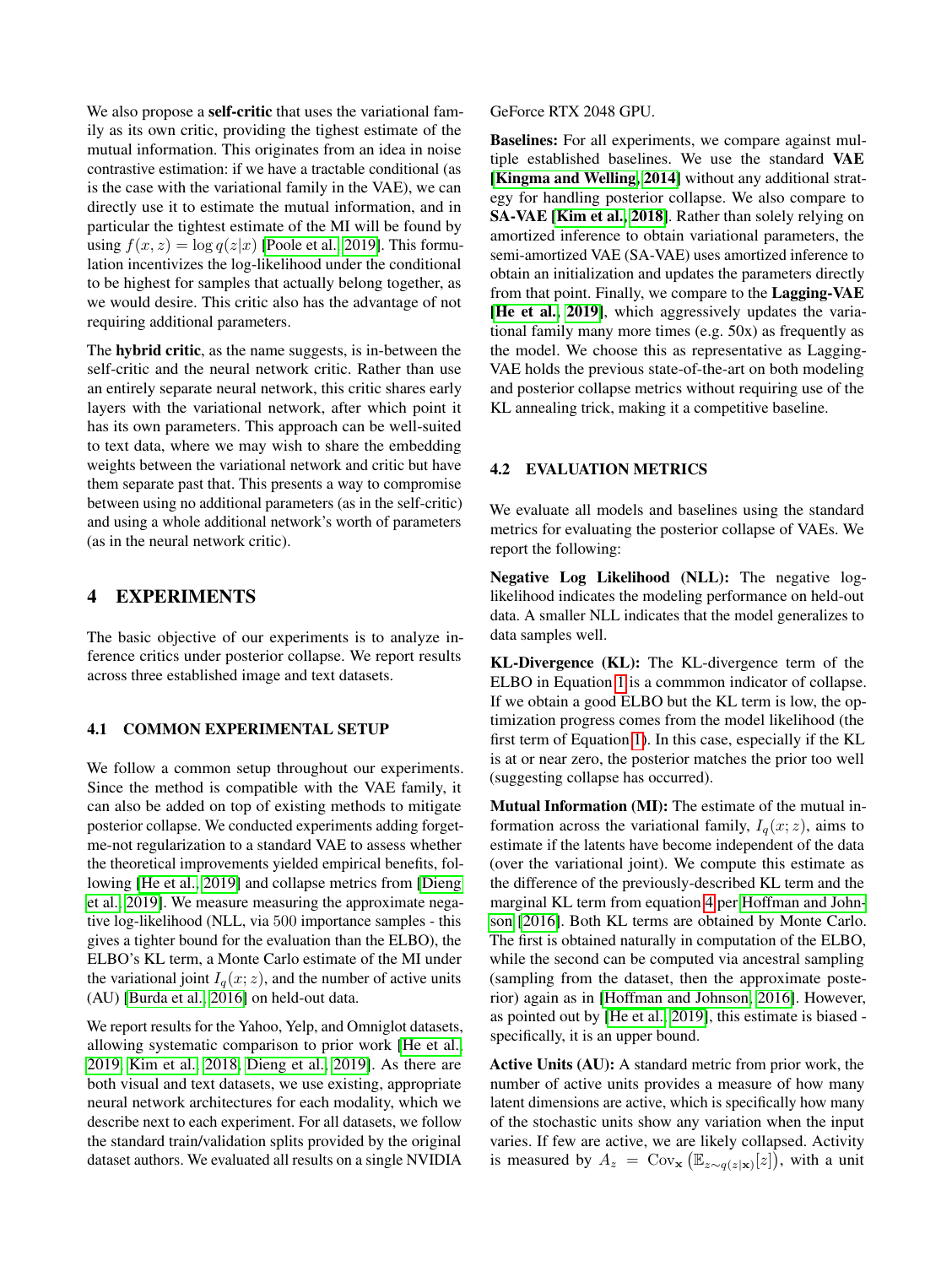We also propose a **self-critic** that uses the variational family as its own critic, providing the tighest estimate of the mutual information. This originates from an idea in noise contrastive estimation: if we have a tractable conditional (as is the case with the variational family in the VAE), we can directly use it to estimate the mutual information, and in particular the tightest estimate of the MI will be found by using $f(x, z) = \log q(z|x)$ [Poole et al., 2019]. This formulation incentivizes the log-likelihood under the conditional to be highest for samples that actually belong together, as we would desire. This critic also has the advantage of not requiring additional parameters.

The **hybrid critic**, as the name suggests, is in-between the self-critic and the neural network critic. Rather than use an entirely separate neural network, this critic shares early layers with the variational network, after which point it has its own parameters. This approach can be well-suited to text data, where we may wish to share the embedding weights between the variational network and critic but have them separate past that. This presents a way to compromise between using no additional parameters (as in the self-critic) and using a whole additional network's worth of parameters (as in the neural network critic).

# 4 EXPERIMENTS

The basic objective of our experiments is to analyze inference critics under posterior collapse. We report results across three established image and text datasets.

## 4.1 COMMON EXPERIMENTAL SETUP

We follow a common setup throughout our experiments. Since the method is compatible with the VAE family, it can also be added on top of existing methods to mitigate posterior collapse. We conducted experiments adding forget-me-not regularization to a standard VAE to assess whether the theoretical improvements yielded empirical benefits, following [He et al., 2019] and collapse metrics from [Dieng et al., 2019]. We measure measuring the approximate negative log-likelihood (NLL, via 500 importance samples - this gives a tighter bound for the evaluation than the ELBO), the ELBO's KL term, a Monte Carlo estimate of the MI under the variational joint $I_q(x; z)$, and the number of active units (AU) [Burda et al., 2016] on held-out data.

We report results for the Yahoo, Yelp, and Omniglot datasets, allowing systematic comparison to prior work [He et al., 2019, Kim et al., 2018, Dieng et al., 2019]. As there are both visual and text datasets, we use existing, appropriate neural network architectures for each modality, which we describe next to each experiment. For all datasets, we follow the standard train/validation splits provided by the original dataset authors. We evaluated all results on a single NVIDIA GeForce RTX 2048 GPU.

**Baselines:** For all experiments, we compare against multiple established baselines. We use the standard **VAE** [**Kingma and Welling, 2014**] without any additional strategy for handling posterior collapse. We also compare to **SA-VAE** [**Kim et al., 2018**]. Rather than solely relying on amortized inference to obtain variational parameters, the semi-amortized VAE (SA-VAE) uses amortized inference to obtain an initialization and updates the parameters directly from that point. Finally, we compare to the **Lagging-VAE** [**He et al., 2019**], which aggressively updates the variational family many more times (e.g. 50x) as frequently as the model. We choose this as representative as Lagging-VAE holds the previous state-of-the-art on both modeling and posterior collapse metrics without requiring use of the KL annealing trick, making it a competitive baseline.

## 4.2 EVALUATION METRICS

We evaluate all models and baselines using the standard metrics for evaluating the posterior collapse of VAEs. We report the following:

**Negative Log Likelihood (NLL):** The negative log-likelihood indicates the modeling performance on held-out data. A smaller NLL indicates that the model generalizes to data samples well.

**KL-Divergence (KL):** The KL-divergence term of the ELBO in Equation 1 is a commmon indicator of collapse. If we obtain a good ELBO but the KL term is low, the optimization progress comes from the model likelihood (the first term of Equation 1). In this case, especially if the KL is at or near zero, the posterior matches the prior too well (suggesting collapse has occurred).

**Mutual Information (MI):** The estimate of the mutual information across the variational family, $I_q(x; z)$, aims to estimate if the latents have become independent of the data (over the variational joint). We compute this estimate as the difference of the previously-described KL term and the marginal KL term from equation 4 per Hoffman and Johnson [2016]. Both KL terms are obtained by Monte Carlo. The first is obtained naturally in computation of the ELBO, while the second can be computed via ancestral sampling (sampling from the dataset, then the approximate posterior) again as in [Hoffman and Johnson, 2016]. However, as pointed out by [He et al., 2019], this estimate is biased - specifically, it is an upper bound.

**Active Units (AU):** A standard metric from prior work, the number of active units provides a measure of how many latent dimensions are active, which is specifically how many of the stochastic units show any variation when the input varies. If few are active, we are likely collapsed. Activity is measured by $A_z = \mathrm{Cov}_{\mathbf{x}}\left(\mathbb{E}_{z \sim q(z|\mathbf{x})}[z]\right)$, with a unit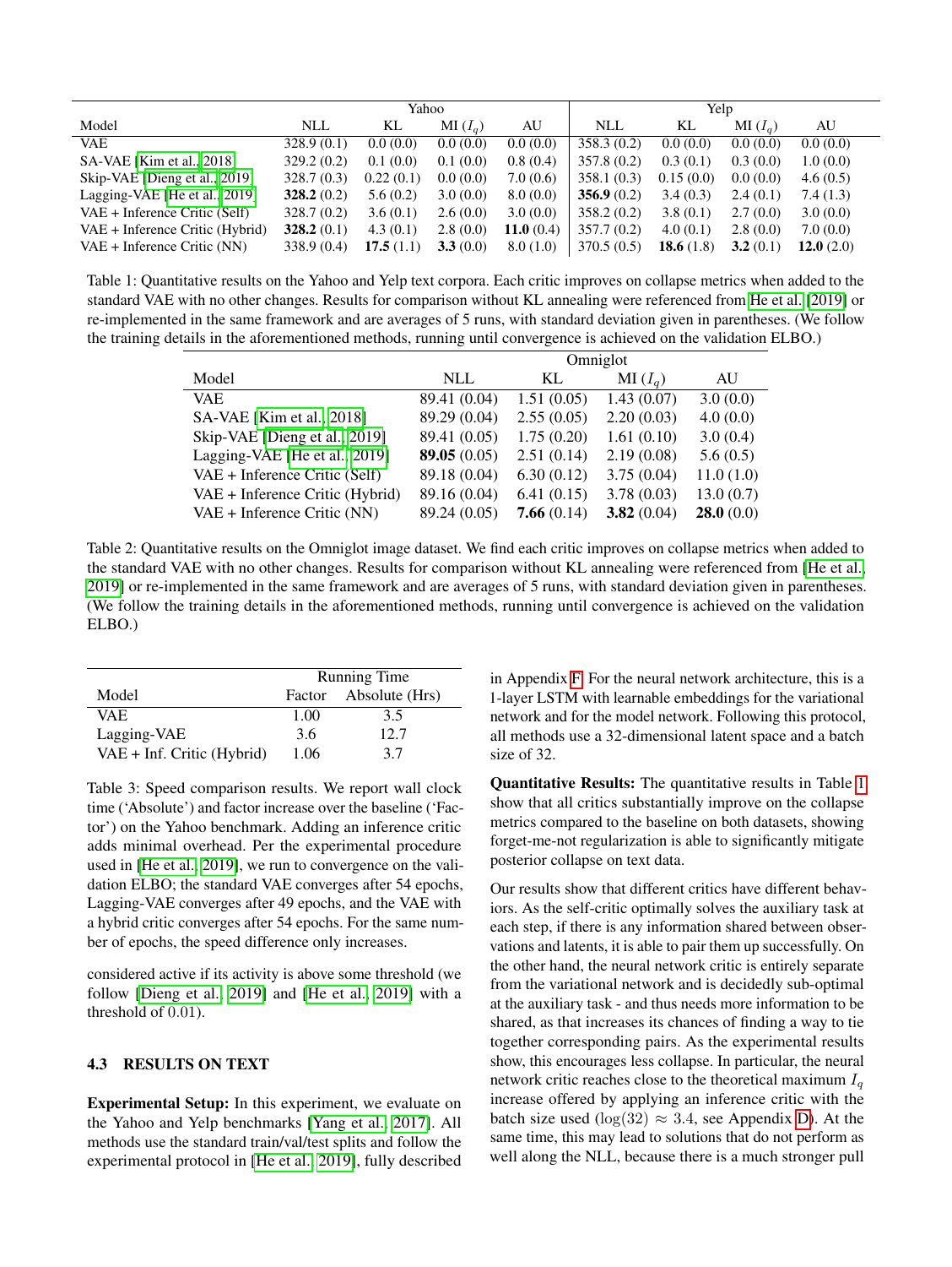| Model | Yahoo | | | | Yelp | | | |
|---|---|---|---|---|---|---|---|---|
| | NLL | KL | MI ($I_q$) | AU | NLL | KL | MI ($I_q$) | AU |
| VAE | 328.9 (0.1) | 0.0 (0.0) | 0.0 (0.0) | 0.0 (0.0) | 358.3 (0.2) | 0.0 (0.0) | 0.0 (0.0) | 0.0 (0.0) |
| SA-VAE [Kim et al., 2018] | 329.2 (0.2) | 0.1 (0.0) | 0.1 (0.0) | 0.8 (0.4) | 357.8 (0.2) | 0.3 (0.1) | 0.3 (0.0) | 1.0 (0.0) |
| Skip-VAE [Dieng et al., 2019] | 328.7 (0.3) | 0.22 (0.1) | 0.0 (0.0) | 7.0 (0.6) | 358.1 (0.3) | 0.15 (0.0) | 0.0 (0.0) | 4.6 (0.5) |
| Lagging-VAE [He et al., 2019] | **328.2** (0.2) | 5.6 (0.2) | 3.0 (0.0) | 8.0 (0.0) | **356.9** (0.2) | 3.4 (0.3) | 2.4 (0.1) | 7.4 (1.3) |
| VAE + Inference Critic (Self) | 328.7 (0.2) | 3.6 (0.1) | 2.6 (0.0) | 3.0 (0.0) | 358.2 (0.2) | 3.8 (0.1) | 2.7 (0.0) | 3.0 (0.0) |
| VAE + Inference Critic (Hybrid) | **328.2** (0.1) | 4.3 (0.1) | 2.8 (0.0) | **11.0** (0.4) | 357.7 (0.2) | 4.0 (0.1) | 2.8 (0.0) | 7.0 (0.0) |
| VAE + Inference Critic (NN) | 338.9 (0.4) | **17.5** (1.1) | **3.3** (0.0) | 8.0 (1.0) | 370.5 (0.5) | **18.6** (1.8) | **3.2** (0.1) | **12.0** (2.0) |

Table 1: Quantitative results on the Yahoo and Yelp text corpora. Each critic improves on collapse metrics when added to the standard VAE with no other changes. Results for comparison without KL annealing were referenced from [He et al. [2019]] or re-implemented in the same framework and are averages of 5 runs, with standard deviation given in parentheses. (We follow the training details in the aforementioned methods, running until convergence is achieved on the validation ELBO.)

| Model | Omniglot | | | |
|---|---|---|---|---|
| | NLL | KL | MI ($I_q$) | AU |
| VAE | 89.41 (0.04) | 1.51 (0.05) | 1.43 (0.07) | 3.0 (0.0) |
| SA-VAE [Kim et al., 2018] | 89.29 (0.04) | 2.55 (0.05) | 2.20 (0.03) | 4.0 (0.0) |
| Skip-VAE [Dieng et al., 2019] | 89.41 (0.05) | 1.75 (0.20) | 1.61 (0.10) | 3.0 (0.4) |
| Lagging-VAE [He et al., 2019] | **89.05** (0.05) | 2.51 (0.14) | 2.19 (0.08) | 5.6 (0.5) |
| VAE + Inference Critic (Self) | 89.18 (0.04) | 6.30 (0.12) | 3.75 (0.04) | 11.0 (1.0) |
| VAE + Inference Critic (Hybrid) | 89.16 (0.04) | 6.41 (0.15) | 3.78 (0.03) | 13.0 (0.7) |
| VAE + Inference Critic (NN) | 89.24 (0.05) | **7.66** (0.14) | **3.82** (0.04) | **28.0** (0.0) |

Table 2: Quantitative results on the Omniglot image dataset. We find each critic improves on collapse metrics when added to the standard VAE with no other changes. Results for comparison without KL annealing were referenced from [He et al., 2019] or re-implemented in the same framework and are averages of 5 runs, with standard deviation given in parentheses. (We follow the training details in the aforementioned methods, running until convergence is achieved on the validation ELBO.)

| Model | Running Time | |
|---|---|---|
| | Factor | Absolute (Hrs) |
| VAE | 1.00 | 3.5 |
| Lagging-VAE | 3.6 | 12.7 |
| VAE + Inf. Critic (Hybrid) | 1.06 | 3.7 |

Table 3: Speed comparison results. We report wall clock time ('Absolute') and factor increase over the baseline ('Factor') on the Yahoo benchmark. Adding an inference critic adds minimal overhead. Per the experimental procedure used in [He et al., 2019], we run to convergence on the validation ELBO; the standard VAE converges after 54 epochs, Lagging-VAE converges after 49 epochs, and the VAE with a hybrid critic converges after 54 epochs. For the same number of epochs, the speed difference only increases.

considered active if its activity is above some threshold (we follow [Dieng et al., 2019] and [He et al., 2019] with a threshold of 0.01).

### 4.3 RESULTS ON TEXT

**Experimental Setup:** In this experiment, we evaluate on the Yahoo and Yelp benchmarks [Yang et al., 2017]. All methods use the standard train/val/test splits and follow the experimental protocol in [He et al., 2019], fully described in Appendix F. For the neural network architecture, this is a 1-layer LSTM with learnable embeddings for the variational network and for the model network. Following this protocol, all methods use a 32-dimensional latent space and a batch size of 32.

**Quantitative Results:** The quantitative results in Table 1 show that all critics substantially improve on the collapse metrics compared to the baseline on both datasets, showing forget-me-not regularization is able to significantly mitigate posterior collapse on text data.

Our results show that different critics have different behaviors. As the self-critic optimally solves the auxiliary task at each step, if there is any information shared between observations and latents, it is able to pair them up successfully. On the other hand, the neural network critic is entirely separate from the variational network and is decidedly sub-optimal at the auxiliary task - and thus needs more information to be shared, as that increases its chances of finding a way to tie together corresponding pairs. As the experimental results show, this encourages less collapse. In particular, the neural network critic reaches close to the theoretical maximum $I_q$ increase offered by applying an inference critic with the batch size used ($\log(32) \approx 3.4$, see Appendix D). At the same time, this may lead to solutions that do not perform as well along the NLL, because there is a much stronger pull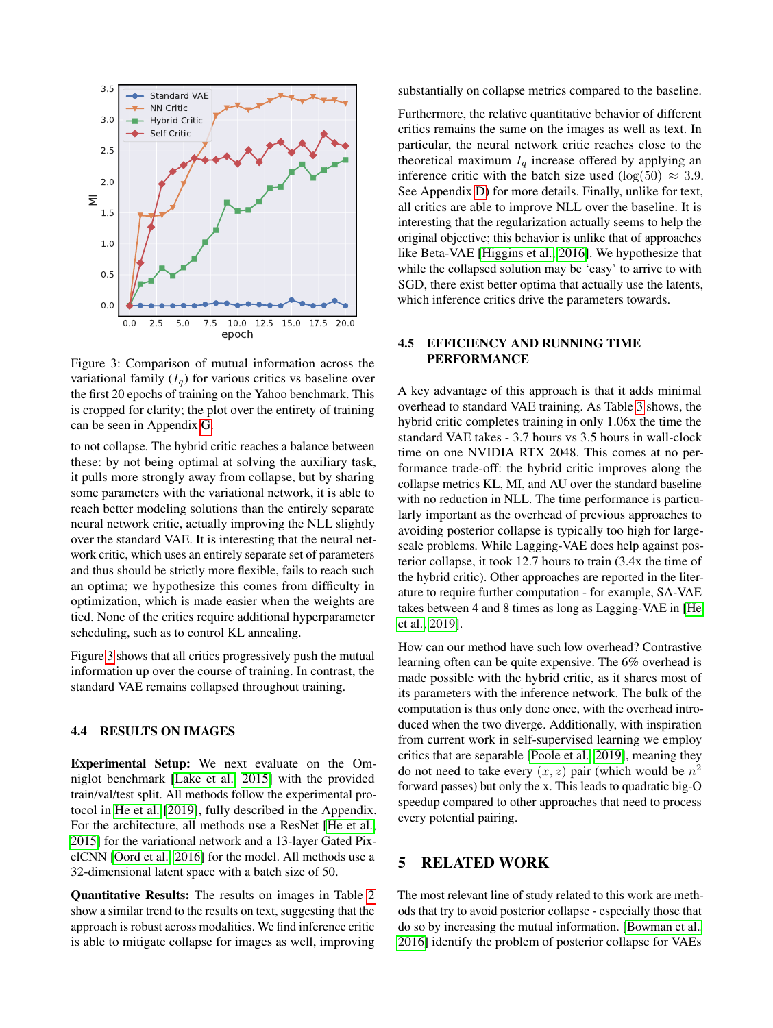Figure 3: Comparison of mutual information across the variational family ($I_q$) for various critics vs baseline over the first 20 epochs of training on the Yahoo benchmark. This is cropped for clarity; the plot over the entirety of training can be seen in Appendix G.

to not collapse. The hybrid critic reaches a balance between these: by not being optimal at solving the auxiliary task, it pulls more strongly away from collapse, but by sharing some parameters with the variational network, it is able to reach better modeling solutions than the entirely separate neural network critic, actually improving the NLL slightly over the standard VAE. It is interesting that the neural network critic, which uses an entirely separate set of parameters and thus should be strictly more flexible, fails to reach such an optima; we hypothesize this comes from difficulty in optimization, which is made easier when the weights are tied. None of the critics require additional hyperparameter scheduling, such as to control KL annealing.

Figure 3 shows that all critics progressively push the mutual information up over the course of training. In contrast, the standard VAE remains collapsed throughout training.

### 4.4 RESULTS ON IMAGES

**Experimental Setup:** We next evaluate on the Omniglot benchmark [Lake et al., 2015] with the provided train/val/test split. All methods follow the experimental protocol in [He et al., 2019], fully described in the Appendix. For the architecture, all methods use a ResNet [He et al., 2015] for the variational network and a 13-layer Gated PixelCNN [Oord et al., 2016] for the model. All methods use a 32-dimensional latent space with a batch size of 50.

**Quantitative Results:** The results on images in Table 2 show a similar trend to the results on text, suggesting that the approach is robust across modalities. We find inference critic is able to mitigate collapse for images as well, improving substantially on collapse metrics compared to the baseline.

Furthermore, the relative quantitative behavior of different critics remains the same on the images as well as text. In particular, the neural network critic reaches close to the theoretical maximum $I_q$ increase offered by applying an inference critic with the batch size used ($\log(50) \approx 3.9$. See Appendix D) for more details. Finally, unlike for text, all critics are able to improve NLL over the baseline. It is interesting that the regularization actually seems to help the original objective; this behavior is unlike that of approaches like Beta-VAE [Higgins et al., 2016]. We hypothesize that while the collapsed solution may be 'easy' to arrive to with SGD, there exist better optima that actually use the latents, which inference critics drive the parameters towards.

### 4.5 EFFICIENCY AND RUNNING TIME PERFORMANCE

A key advantage of this approach is that it adds minimal overhead to standard VAE training. As Table 3 shows, the hybrid critic completes training in only 1.06x the time the standard VAE takes - 3.7 hours vs 3.5 hours in wall-clock time on one NVIDIA RTX 2048. This comes at no performance trade-off: the hybrid critic improves along the collapse metrics KL, MI, and AU over the standard baseline with no reduction in NLL. The time performance is particularly important as the overhead of previous approaches to avoiding posterior collapse is typically too high for large-scale problems. While Lagging-VAE does help against posterior collapse, it took 12.7 hours to train (3.4x the time of the hybrid critic). Other approaches are reported in the literature to require further computation - for example, SA-VAE takes between 4 and 8 times as long as Lagging-VAE in [He et al., 2019].

How can our method have such low overhead? Contrastive learning often can be quite expensive. The 6% overhead is made possible with the hybrid critic, as it shares most of its parameters with the inference network. The bulk of the computation is thus only done once, with the overhead introduced when the two diverge. Additionally, with inspiration from current work in self-supervised learning we employ critics that are separable [Poole et al., 2019], meaning they do not need to take every $(x, z)$ pair (which would be $n^2$ forward passes) but only the x. This leads to quadratic big-O speedup compared to other approaches that need to process every potential pairing.

## 5 RELATED WORK

The most relevant line of study related to this work are methods that try to avoid posterior collapse - especially those that do so by increasing the mutual information. [Bowman et al., 2016] identify the problem of posterior collapse for VAEs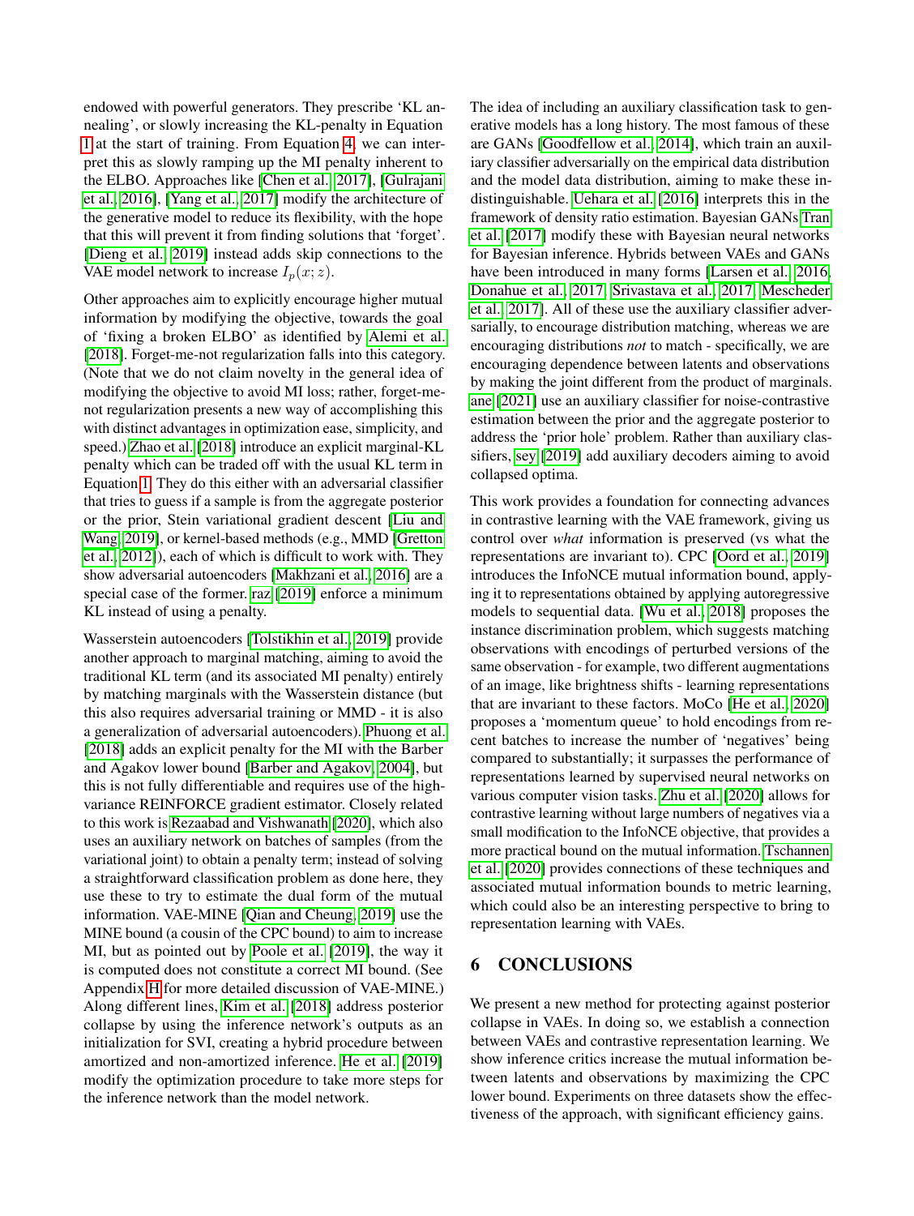endowed with powerful generators. They prescribe 'KL annealing', or slowly increasing the KL-penalty in Equation 1 at the start of training. From Equation 4, we can interpret this as slowly ramping up the MI penalty inherent to the ELBO. Approaches like [Chen et al., 2017], [Gulrajani et al., 2016], [Yang et al., 2017] modify the architecture of the generative model to reduce its flexibility, with the hope that this will prevent it from finding solutions that 'forget'. [Dieng et al., 2019] instead adds skip connections to the VAE model network to increase $I_p(x; z)$.

Other approaches aim to explicitly encourage higher mutual information by modifying the objective, towards the goal of 'fixing a broken ELBO' as identified by Alemi et al. [2018]. Forget-me-not regularization falls into this category. (Note that we do not claim novelty in the general idea of modifying the objective to avoid MI loss; rather, forget-me-not regularization presents a new way of accomplishing this with distinct advantages in optimization ease, simplicity, and speed.) Zhao et al. [2018] introduce an explicit marginal-KL penalty which can be traded off with the usual KL term in Equation 1. They do this either with an adversarial classifier that tries to guess if a sample is from the aggregate posterior or the prior, Stein variational gradient descent [Liu and Wang, 2019], or kernel-based methods (e.g., MMD [Gretton et al., 2012]), each of which is difficult to work with. They show adversarial autoencoders [Makhzani et al., 2016] are a special case of the former. raz [2019] enforce a minimum KL instead of using a penalty.

Wasserstein autoencoders [Tolstikhin et al., 2019] provide another approach to marginal matching, aiming to avoid the traditional KL term (and its associated MI penalty) entirely by matching marginals with the Wasserstein distance (but this also requires adversarial training or MMD - it is also a generalization of adversarial autoencoders). Phuong et al. [2018] adds an explicit penalty for the MI with the Barber and Agakov lower bound [Barber and Agakov, 2004], but this is not fully differentiable and requires use of the high-variance REINFORCE gradient estimator. Closely related to this work is Rezaabad and Vishwanath [2020], which also uses an auxiliary network on batches of samples (from the variational joint) to obtain a penalty term; instead of solving a straightforward classification problem as done here, they use these to try to estimate the dual form of the mutual information. VAE-MINE [Qian and Cheung, 2019] use the MINE bound (a cousin of the CPC bound) to aim to increase MI, but as pointed out by Poole et al. [2019], the way it is computed does not constitute a correct MI bound. (See Appendix H for more detailed discussion of VAE-MINE.) Along different lines, Kim et al. [2018] address posterior collapse by using the inference network's outputs as an initialization for SVI, creating a hybrid procedure between amortized and non-amortized inference. He et al. [2019] modify the optimization procedure to take more steps for the inference network than the model network.

The idea of including an auxiliary classification task to generative models has a long history. The most famous of these are GANs [Goodfellow et al., 2014], which train an auxiliary classifier adversarially on the empirical data distribution and the model data distribution, aiming to make these indistinguishable. Uehara et al. [2016] interprets this in the framework of density ratio estimation. Bayesian GANs Tran et al. [2017] modify these with Bayesian neural networks for Bayesian inference. Hybrids between VAEs and GANs have been introduced in many forms [Larsen et al., 2016, Donahue et al., 2017, Srivastava et al., 2017, Mescheder et al., 2017]. All of these use the auxiliary classifier adversarially, to encourage distribution matching, whereas we are encouraging distributions *not* to match - specifically, we are encouraging dependence between latents and observations by making the joint different from the product of marginals. ane [2021] use an auxiliary classifier for noise-contrastive estimation between the prior and the aggregate posterior to address the 'prior hole' problem. Rather than auxiliary classifiers, sey [2019] add auxiliary decoders aiming to avoid collapsed optima.

This work provides a foundation for connecting advances in contrastive learning with the VAE framework, giving us control over *what* information is preserved (vs what the representations are invariant to). CPC [Oord et al., 2019] introduces the InfoNCE mutual information bound, applying it to representations obtained by applying autoregressive models to sequential data. [Wu et al., 2018] proposes the instance discrimination problem, which suggests matching observations with encodings of perturbed versions of the same observation - for example, two different augmentations of an image, like brightness shifts - learning representations that are invariant to these factors. MoCo [He et al., 2020] proposes a 'momentum queue' to hold encodings from recent batches to increase the number of 'negatives' being compared to substantially; it surpasses the performance of representations learned by supervised neural networks on various computer vision tasks. Zhu et al. [2020] allows for contrastive learning without large numbers of negatives via a small modification to the InfoNCE objective, that provides a more practical bound on the mutual information. Tschannen et al. [2020] provides connections of these techniques and associated mutual information bounds to metric learning, which could also be an interesting perspective to bring to representation learning with VAEs.

# 6 CONCLUSIONS

We present a new method for protecting against posterior collapse in VAEs. In doing so, we establish a connection between VAEs and contrastive representation learning. We show inference critics increase the mutual information between latents and observations by maximizing the CPC lower bound. Experiments on three datasets show the effectiveness of the approach, with significant efficiency gains.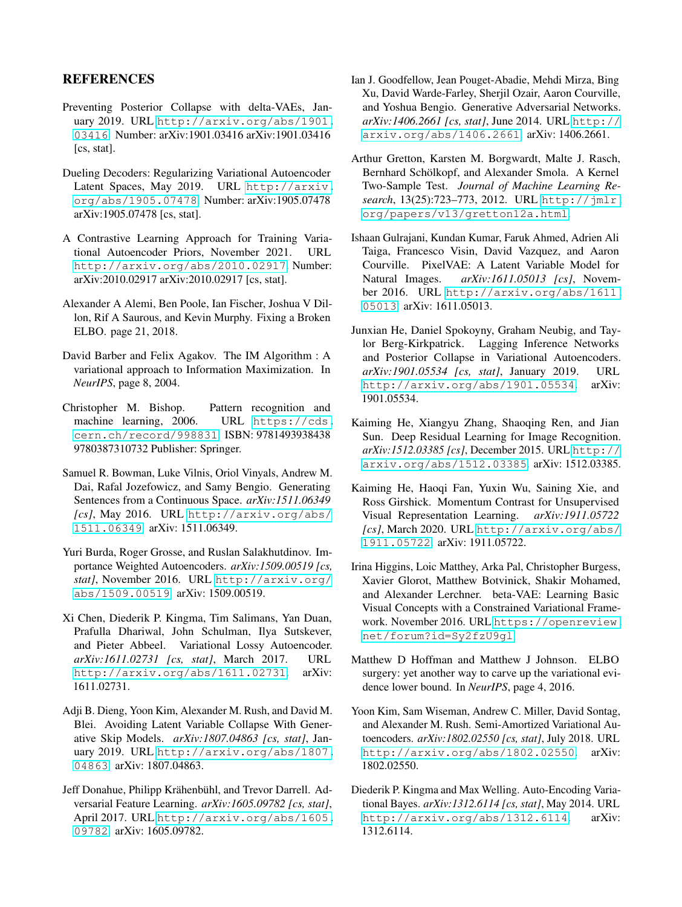## REFERENCES

Preventing Posterior Collapse with delta-VAEs, January 2019. URL http://arxiv.org/abs/1901.03416. Number: arXiv:1901.03416 arXiv:1901.03416 [cs, stat].

Dueling Decoders: Regularizing Variational Autoencoder Latent Spaces, May 2019. URL http://arxiv.org/abs/1905.07478. Number: arXiv:1905.07478 arXiv:1905.07478 [cs, stat].

A Contrastive Learning Approach for Training Variational Autoencoder Priors, November 2021. URL http://arxiv.org/abs/2010.02917. Number: arXiv:2010.02917 arXiv:2010.02917 [cs, stat].

Alexander A Alemi, Ben Poole, Ian Fischer, Joshua V Dillon, Rif A Saurous, and Kevin Murphy. Fixing a Broken ELBO. page 21, 2018.

David Barber and Felix Agakov. The IM Algorithm : A variational approach to Information Maximization. In *NeurIPS*, page 8, 2004.

Christopher M. Bishop. Pattern recognition and machine learning, 2006. URL https://cds.cern.ch/record/998831. ISBN: 9781493938438 9780387310732 Publisher: Springer.

Samuel R. Bowman, Luke Vilnis, Oriol Vinyals, Andrew M. Dai, Rafal Jozefowicz, and Samy Bengio. Generating Sentences from a Continuous Space. *arXiv:1511.06349 [cs]*, May 2016. URL http://arxiv.org/abs/1511.06349. arXiv: 1511.06349.

Yuri Burda, Roger Grosse, and Ruslan Salakhutdinov. Importance Weighted Autoencoders. *arXiv:1509.00519 [cs, stat]*, November 2016. URL http://arxiv.org/abs/1509.00519. arXiv: 1509.00519.

Xi Chen, Diederik P. Kingma, Tim Salimans, Yan Duan, Prafulla Dhariwal, John Schulman, Ilya Sutskever, and Pieter Abbeel. Variational Lossy Autoencoder. *arXiv:1611.02731 [cs, stat]*, March 2017. URL http://arxiv.org/abs/1611.02731. arXiv: 1611.02731.

Adji B. Dieng, Yoon Kim, Alexander M. Rush, and David M. Blei. Avoiding Latent Variable Collapse With Generative Skip Models. *arXiv:1807.04863 [cs, stat]*, January 2019. URL http://arxiv.org/abs/1807.04863. arXiv: 1807.04863.

Jeff Donahue, Philipp Krähenbühl, and Trevor Darrell. Adversarial Feature Learning. *arXiv:1605.09782 [cs, stat]*, April 2017. URL http://arxiv.org/abs/1605.09782. arXiv: 1605.09782.

Ian J. Goodfellow, Jean Pouget-Abadie, Mehdi Mirza, Bing Xu, David Warde-Farley, Sherjil Ozair, Aaron Courville, and Yoshua Bengio. Generative Adversarial Networks. *arXiv:1406.2661 [cs, stat]*, June 2014. URL http://arxiv.org/abs/1406.2661. arXiv: 1406.2661.

Arthur Gretton, Karsten M. Borgwardt, Malte J. Rasch, Bernhard Schölkopf, and Alexander Smola. A Kernel Two-Sample Test. *Journal of Machine Learning Research*, 13(25):723–773, 2012. URL http://jmlr.org/papers/v13/gretton12a.html.

Ishaan Gulrajani, Kundan Kumar, Faruk Ahmed, Adrien Ali Taiga, Francesco Visin, David Vazquez, and Aaron Courville. PixelVAE: A Latent Variable Model for Natural Images. *arXiv:1611.05013 [cs]*, November 2016. URL http://arxiv.org/abs/1611.05013. arXiv: 1611.05013.

Junxian He, Daniel Spokoyny, Graham Neubig, and Taylor Berg-Kirkpatrick. Lagging Inference Networks and Posterior Collapse in Variational Autoencoders. *arXiv:1901.05534 [cs, stat]*, January 2019. URL http://arxiv.org/abs/1901.05534. arXiv: 1901.05534.

Kaiming He, Xiangyu Zhang, Shaoqing Ren, and Jian Sun. Deep Residual Learning for Image Recognition. *arXiv:1512.03385 [cs]*, December 2015. URL http://arxiv.org/abs/1512.03385. arXiv: 1512.03385.

Kaiming He, Haoqi Fan, Yuxin Wu, Saining Xie, and Ross Girshick. Momentum Contrast for Unsupervised Visual Representation Learning. *arXiv:1911.05722 [cs]*, March 2020. URL http://arxiv.org/abs/1911.05722. arXiv: 1911.05722.

Irina Higgins, Loic Matthey, Arka Pal, Christopher Burgess, Xavier Glorot, Matthew Botvinick, Shakir Mohamed, and Alexander Lerchner. beta-VAE: Learning Basic Visual Concepts with a Constrained Variational Framework. November 2016. URL https://openreview.net/forum?id=Sy2fzU9gl.

Matthew D Hoffman and Matthew J Johnson. ELBO surgery: yet another way to carve up the variational evidence lower bound. In *NeurIPS*, page 4, 2016.

Yoon Kim, Sam Wiseman, Andrew C. Miller, David Sontag, and Alexander M. Rush. Semi-Amortized Variational Autoencoders. *arXiv:1802.02550 [cs, stat]*, July 2018. URL http://arxiv.org/abs/1802.02550. arXiv: 1802.02550.

Diederik P. Kingma and Max Welling. Auto-Encoding Variational Bayes. *arXiv:1312.6114 [cs, stat]*, May 2014. URL http://arxiv.org/abs/1312.6114. arXiv: 1312.6114.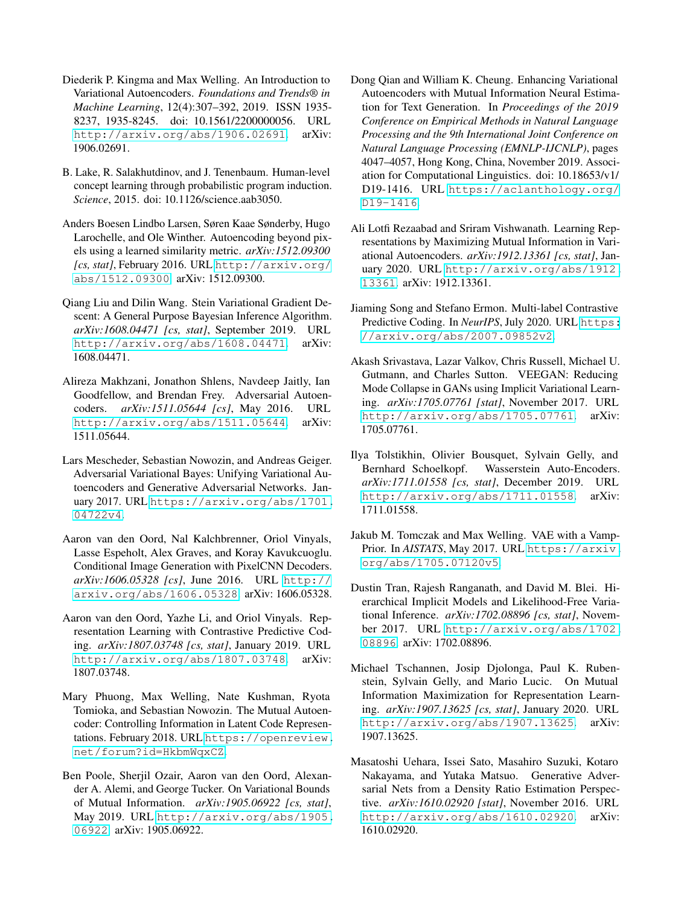Diederik P. Kingma and Max Welling. An Introduction to Variational Autoencoders. *Foundations and Trends® in Machine Learning*, 12(4):307–392, 2019. ISSN 1935-8237, 1935-8245. doi: 10.1561/2200000056. URL http://arxiv.org/abs/1906.02691. arXiv: 1906.02691.

B. Lake, R. Salakhutdinov, and J. Tenenbaum. Human-level concept learning through probabilistic program induction. *Science*, 2015. doi: 10.1126/science.aab3050.

Anders Boesen Lindbo Larsen, Søren Kaae Sønderby, Hugo Larochelle, and Ole Winther. Autoencoding beyond pixels using a learned similarity metric. *arXiv:1512.09300 [cs, stat]*, February 2016. URL http://arxiv.org/abs/1512.09300. arXiv: 1512.09300.

Qiang Liu and Dilin Wang. Stein Variational Gradient Descent: A General Purpose Bayesian Inference Algorithm. *arXiv:1608.04471 [cs, stat]*, September 2019. URL http://arxiv.org/abs/1608.04471. arXiv: 1608.04471.

Alireza Makhzani, Jonathon Shlens, Navdeep Jaitly, Ian Goodfellow, and Brendan Frey. Adversarial Autoencoders. *arXiv:1511.05644 [cs]*, May 2016. URL http://arxiv.org/abs/1511.05644. arXiv: 1511.05644.

Lars Mescheder, Sebastian Nowozin, and Andreas Geiger. Adversarial Variational Bayes: Unifying Variational Autoencoders and Generative Adversarial Networks. January 2017. URL https://arxiv.org/abs/1701.04722v4.

Aaron van den Oord, Nal Kalchbrenner, Oriol Vinyals, Lasse Espeholt, Alex Graves, and Koray Kavukcuoglu. Conditional Image Generation with PixelCNN Decoders. *arXiv:1606.05328 [cs]*, June 2016. URL http://arxiv.org/abs/1606.05328. arXiv: 1606.05328.

Aaron van den Oord, Yazhe Li, and Oriol Vinyals. Representation Learning with Contrastive Predictive Coding. *arXiv:1807.03748 [cs, stat]*, January 2019. URL http://arxiv.org/abs/1807.03748. arXiv: 1807.03748.

Mary Phuong, Max Welling, Nate Kushman, Ryota Tomioka, and Sebastian Nowozin. The Mutual Autoencoder: Controlling Information in Latent Code Representations. February 2018. URL https://openreview.net/forum?id=HkbmWqxCZ.

Ben Poole, Sherjil Ozair, Aaron van den Oord, Alexander A. Alemi, and George Tucker. On Variational Bounds of Mutual Information. *arXiv:1905.06922 [cs, stat]*, May 2019. URL http://arxiv.org/abs/1905.06922. arXiv: 1905.06922.

Dong Qian and William K. Cheung. Enhancing Variational Autoencoders with Mutual Information Neural Estimation for Text Generation. In *Proceedings of the 2019 Conference on Empirical Methods in Natural Language Processing and the 9th International Joint Conference on Natural Language Processing (EMNLP-IJCNLP)*, pages 4047–4057, Hong Kong, China, November 2019. Association for Computational Linguistics. doi: 10.18653/v1/D19-1416. URL https://aclanthology.org/D19-1416.

Ali Lotfi Rezaabad and Sriram Vishwanath. Learning Representations by Maximizing Mutual Information in Variational Autoencoders. *arXiv:1912.13361 [cs, stat]*, January 2020. URL http://arxiv.org/abs/1912.13361. arXiv: 1912.13361.

Jiaming Song and Stefano Ermon. Multi-label Contrastive Predictive Coding. In *NeurIPS*, July 2020. URL https://arxiv.org/abs/2007.09852v2.

Akash Srivastava, Lazar Valkov, Chris Russell, Michael U. Gutmann, and Charles Sutton. VEEGAN: Reducing Mode Collapse in GANs using Implicit Variational Learning. *arXiv:1705.07761 [stat]*, November 2017. URL http://arxiv.org/abs/1705.07761. arXiv: 1705.07761.

Ilya Tolstikhin, Olivier Bousquet, Sylvain Gelly, and Bernhard Schoelkopf. Wasserstein Auto-Encoders. *arXiv:1711.01558 [cs, stat]*, December 2019. URL http://arxiv.org/abs/1711.01558. arXiv: 1711.01558.

Jakub M. Tomczak and Max Welling. VAE with a VampPrior. In *AISTATS*, May 2017. URL https://arxiv.org/abs/1705.07120v5.

Dustin Tran, Rajesh Ranganath, and David M. Blei. Hierarchical Implicit Models and Likelihood-Free Variational Inference. *arXiv:1702.08896 [cs, stat]*, November 2017. URL http://arxiv.org/abs/1702.08896. arXiv: 1702.08896.

Michael Tschannen, Josip Djolonga, Paul K. Rubenstein, Sylvain Gelly, and Mario Lucic. On Mutual Information Maximization for Representation Learning. *arXiv:1907.13625 [cs, stat]*, January 2020. URL http://arxiv.org/abs/1907.13625. arXiv: 1907.13625.

Masatoshi Uehara, Issei Sato, Masahiro Suzuki, Kotaro Nakayama, and Yutaka Matsuo. Generative Adversarial Nets from a Density Ratio Estimation Perspective. *arXiv:1610.02920 [stat]*, November 2016. URL http://arxiv.org/abs/1610.02920. arXiv: 1610.02920.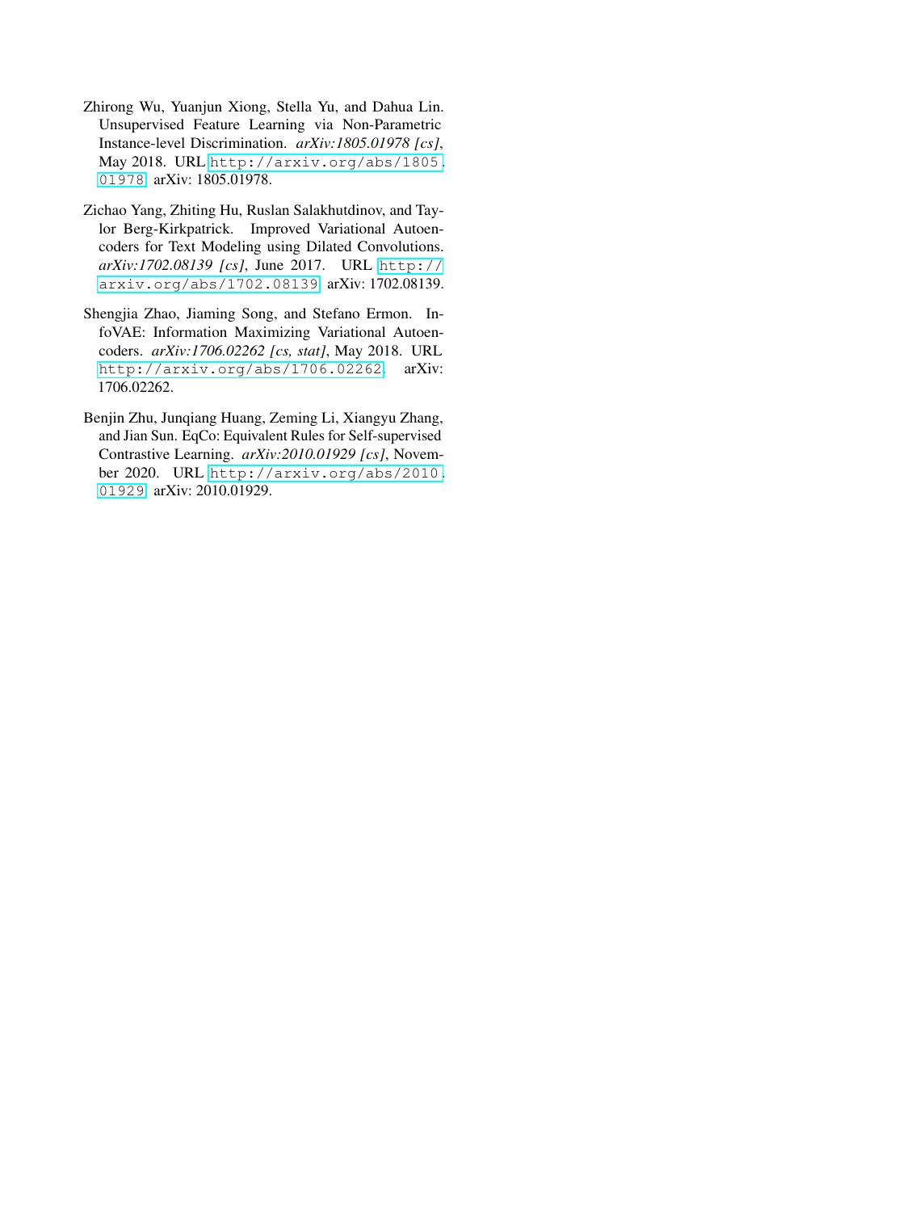Zhirong Wu, Yuanjun Xiong, Stella Yu, and Dahua Lin. Unsupervised Feature Learning via Non-Parametric Instance-level Discrimination. *arXiv:1805.01978 [cs]*, May 2018. URL http://arxiv.org/abs/1805.01978. arXiv: 1805.01978.

Zichao Yang, Zhiting Hu, Ruslan Salakhutdinov, and Taylor Berg-Kirkpatrick. Improved Variational Autoencoders for Text Modeling using Dilated Convolutions. *arXiv:1702.08139 [cs]*, June 2017. URL http://arxiv.org/abs/1702.08139. arXiv: 1702.08139.

Shengjia Zhao, Jiaming Song, and Stefano Ermon. InfoVAE: Information Maximizing Variational Autoencoders. *arXiv:1706.02262 [cs, stat]*, May 2018. URL http://arxiv.org/abs/1706.02262. arXiv: 1706.02262.

Benjin Zhu, Junqiang Huang, Zeming Li, Xiangyu Zhang, and Jian Sun. EqCo: Equivalent Rules for Self-supervised Contrastive Learning. *arXiv:2010.01929 [cs]*, November 2020. URL http://arxiv.org/abs/2010.01929. arXiv: 2010.01929.